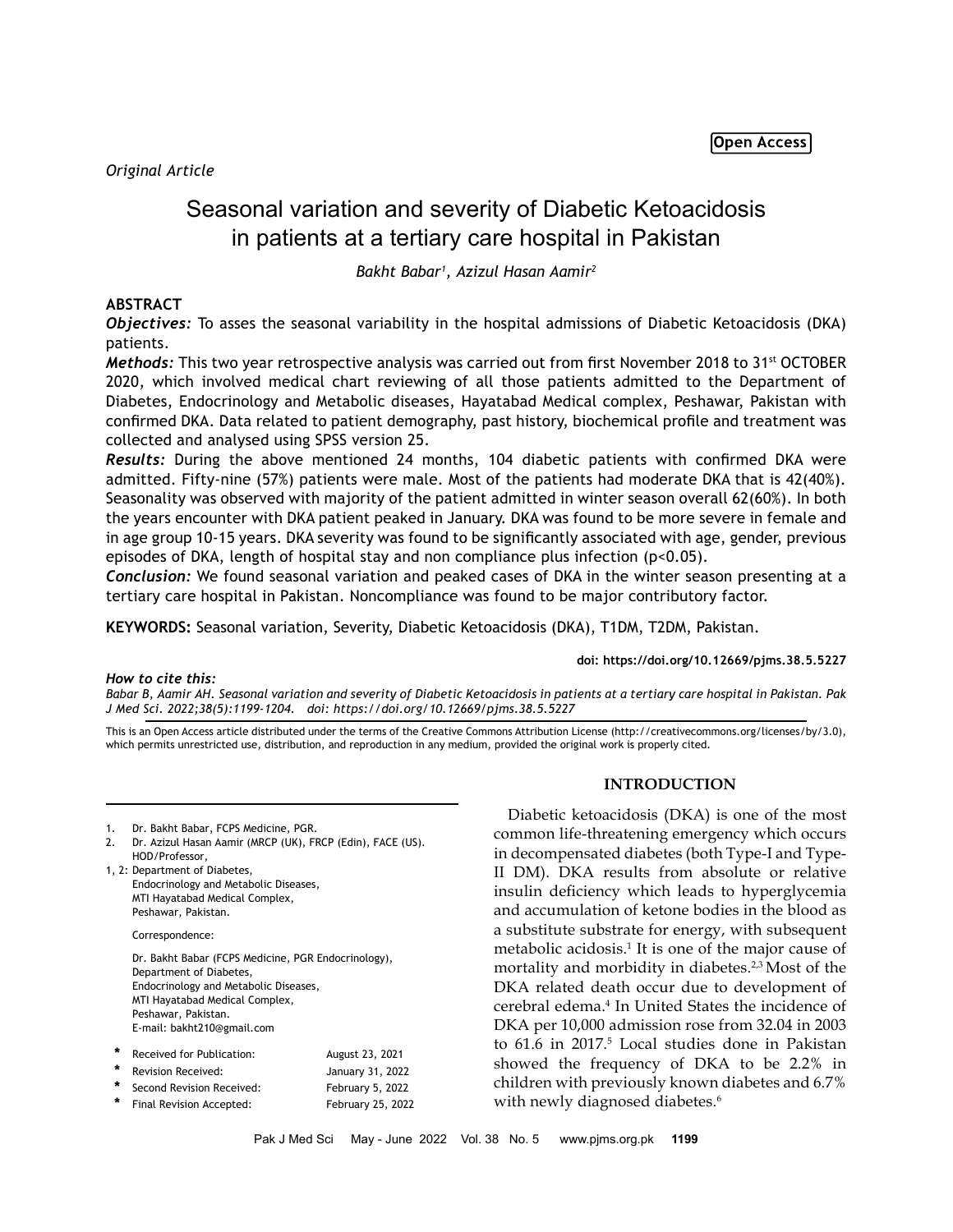Open Access

*Original Article*

# Seasonal variation and severity of Diabetic Ketoacidosis in patients at a tertiary care hospital in Pakistan

*Bakht Babar[1], Azizul Hasan Aamir[2]*

## ABSTRACT

***Objectives:*** To asses the seasonal variability in the hospital admissions of Diabetic Ketoacidosis (DKA) patients.

***Methods:*** This two year retrospective analysis was carried out from first November 2018 to 31st OCTOBER 2020, which involved medical chart reviewing of all those patients admitted to the Department of Diabetes, Endocrinology and Metabolic diseases, Hayatabad Medical complex, Peshawar, Pakistan with confirmed DKA. Data related to patient demography, past history, biochemical profile and treatment was collected and analysed using SPSS version 25.

***Results:*** During the above mentioned 24 months, 104 diabetic patients with confirmed DKA were admitted. Fifty-nine (57%) patients were male. Most of the patients had moderate DKA that is 42(40%). Seasonality was observed with majority of the patient admitted in winter season overall 62(60%). In both the years encounter with DKA patient peaked in January. DKA was found to be more severe in female and in age group 10-15 years. DKA severity was found to be significantly associated with age, gender, previous episodes of DKA, length of hospital stay and non compliance plus infection ($p<0.05$).

***Conclusion:*** We found seasonal variation and peaked cases of DKA in the winter season presenting at a tertiary care hospital in Pakistan. Noncompliance was found to be major contributory factor.

**KEYWORDS:** Seasonal variation, Severity, Diabetic Ketoacidosis (DKA), T1DM, T2DM, Pakistan.

**doi: https://doi.org/10.12669/pjms.38.5.5227**

***How to cite this:***
*Babar B, Aamir AH. Seasonal variation and severity of Diabetic Ketoacidosis in patients at a tertiary care hospital in Pakistan. Pak J Med Sci. 2022;38(5):1199-1204. doi: https://doi.org/10.12669/pjms.38.5.5227*

This is an Open Access article distributed under the terms of the Creative Commons Attribution License (http://creativecommons.org/licenses/by/3.0), which permits unrestricted use, distribution, and reproduction in any medium, provided the original work is properly cited.

1. Dr. Bakht Babar, FCPS Medicine, PGR.
2. Dr. Azizul Hasan Aamir (MRCP (UK), FRCP (Edin), FACE (US). HOD/Professor,

1, 2: Department of Diabetes, Endocrinology and Metabolic Diseases, MTI Hayatabad Medical Complex, Peshawar, Pakistan.

Correspondence:

Dr. Bakht Babar (FCPS Medicine, PGR Endocrinology), Department of Diabetes, Endocrinology and Metabolic Diseases, MTI Hayatabad Medical Complex, Peshawar, Pakistan.
E-mail: bakht210@gmail.com

| | | |
|---|---|---|
| * | Received for Publication: | August 23, 2021 |
| * | Revision Received: | January 31, 2022 |
| * | Second Revision Received: | February 5, 2022 |
| * | Final Revision Accepted: | February 25, 2022 |

## INTRODUCTION

Diabetic ketoacidosis (DKA) is one of the most common life-threatening emergency which occurs in decompensated diabetes (both Type-I and Type-II DM). DKA results from absolute or relative insulin deficiency which leads to hyperglycemia and accumulation of ketone bodies in the blood as a substitute substrate for energy, with subsequent metabolic acidosis.[1] It is one of the major cause of mortality and morbidity in diabetes.[2,3] Most of the DKA related death occur due to development of cerebral edema.[4] In United States the incidence of DKA per 10,000 admission rose from 32.04 in 2003 to 61.6 in 2017.[5] Local studies done in Pakistan showed the frequency of DKA to be 2.2% in children with previously known diabetes and 6.7% with newly diagnosed diabetes.[6]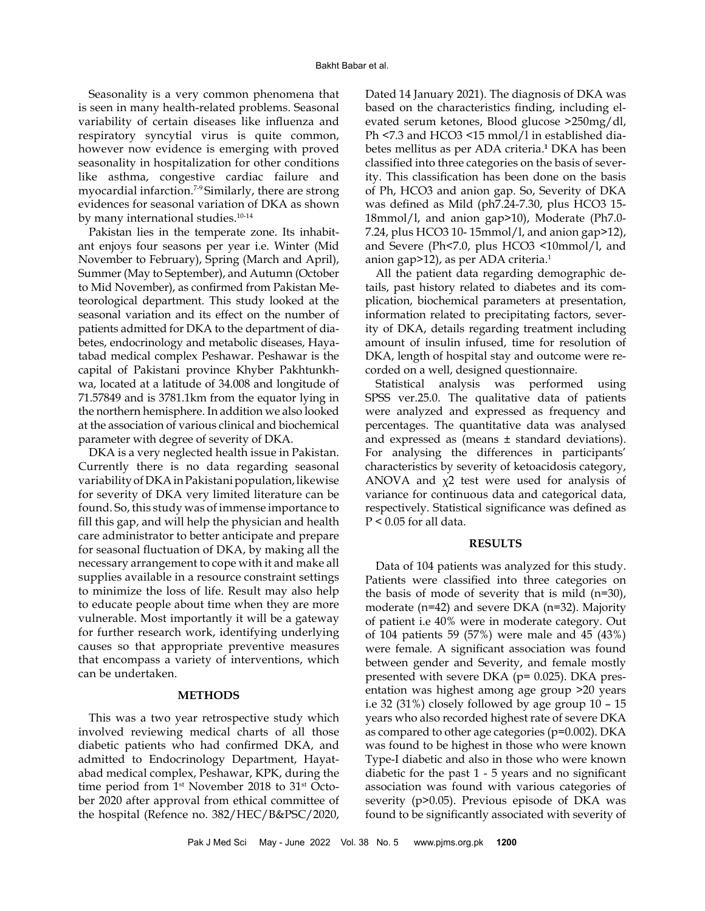Seasonality is a very common phenomena that is seen in many health-related problems. Seasonal variability of certain diseases like influenza and respiratory syncytial virus is quite common, however now evidence is emerging with proved seasonality in hospitalization for other conditions like asthma, congestive cardiac failure and myocardial infarction.[7-9] Similarly, there are strong evidences for seasonal variation of DKA as shown by many international studies.[10-14]

Pakistan lies in the temperate zone. Its inhabitant enjoys four seasons per year i.e. Winter (Mid November to February), Spring (March and April), Summer (May to September), and Autumn (October to Mid November), as confirmed from Pakistan Meteorological department. This study looked at the seasonal variation and its effect on the number of patients admitted for DKA to the department of diabetes, endocrinology and metabolic diseases, Hayatabad medical complex Peshawar. Peshawar is the capital of Pakistani province Khyber Pakhtunkhwa, located at a latitude of 34.008 and longitude of 71.57849 and is 3781.1km from the equator lying in the northern hemisphere. In addition we also looked at the association of various clinical and biochemical parameter with degree of severity of DKA.

DKA is a very neglected health issue in Pakistan. Currently there is no data regarding seasonal variability of DKA in Pakistani population, likewise for severity of DKA very limited literature can be found. So, this study was of immense importance to fill this gap, and will help the physician and health care administrator to better anticipate and prepare for seasonal fluctuation of DKA, by making all the necessary arrangement to cope with it and make all supplies available in a resource constraint settings to minimize the loss of life. Result may also help to educate people about time when they are more vulnerable. Most importantly it will be a gateway for further research work, identifying underlying causes so that appropriate preventive measures that encompass a variety of interventions, which can be undertaken.

## METHODS

This was a two year retrospective study which involved reviewing medical charts of all those diabetic patients who had confirmed DKA, and admitted to Endocrinology Department, Hayatabad medical complex, Peshawar, KPK, during the time period from 1st November 2018 to 31st October 2020 after approval from ethical committee of the hospital (Refence no. 382/HEC/B&PSC/2020, Dated 14 January 2021). The diagnosis of DKA was based on the characteristics finding, including elevated serum ketones, Blood glucose >250mg/dl, Ph <7.3 and HCO3 <15 mmol/l in established diabetes mellitus as per ADA criteria.[1] DKA has been classified into three categories on the basis of severity. This classification has been done on the basis of Ph, HCO3 and anion gap. So, Severity of DKA was defined as Mild (ph7.24-7.30, plus HCO3 15-18mmol/l, and anion gap>10), Moderate (Ph7.0-7.24, plus HCO3 10- 15mmol/l, and anion gap>12), and Severe (Ph<7.0, plus HCO3 <10mmol/l, and anion gap>12), as per ADA criteria.[1]

All the patient data regarding demographic details, past history related to diabetes and its complication, biochemical parameters at presentation, information related to precipitating factors, severity of DKA, details regarding treatment including amount of insulin infused, time for resolution of DKA, length of hospital stay and outcome were recorded on a well, designed questionnaire.

Statistical analysis was performed using SPSS ver.25.0. The qualitative data of patients were analyzed and expressed as frequency and percentages. The quantitative data was analysed and expressed as (means ± standard deviations). For analysing the differences in participants' characteristics by severity of ketoacidosis category, ANOVA and $\chi 2$ test were used for analysis of variance for continuous data and categorical data, respectively. Statistical significance was defined as $P < 0.05$ for all data.

## RESULTS

Data of 104 patients was analyzed for this study. Patients were classified into three categories on the basis of mode of severity that is mild (n=30), moderate (n=42) and severe DKA (n=32). Majority of patient i.e 40% were in moderate category. Out of 104 patients 59 (57%) were male and 45 (43%) were female. A significant association was found between gender and Severity, and female mostly presented with severe DKA (p= 0.025). DKA presentation was highest among age group >20 years i.e 32 (31%) closely followed by age group 10 – 15 years who also recorded highest rate of severe DKA as compared to other age categories (p=0.002). DKA was found to be highest in those who were known Type-I diabetic and also in those who were known diabetic for the past 1 - 5 years and no significant association was found with various categories of severity (p>0.05). Previous episode of DKA was found to be significantly associated with severity of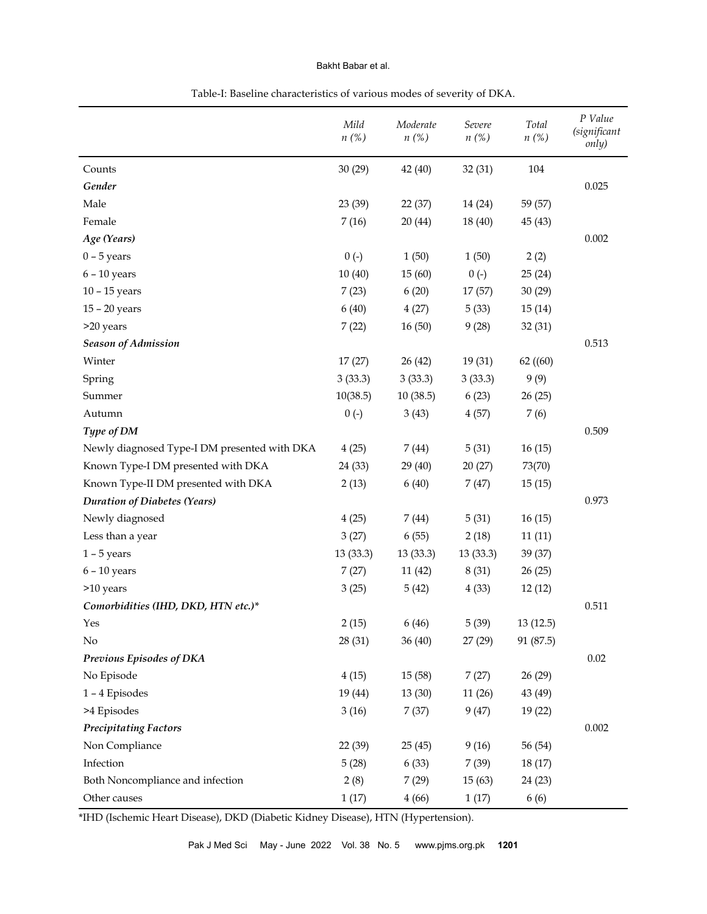Table-I: Baseline characteristics of various modes of severity of DKA.

| | *Mild n (%)* | *Moderate n (%)* | *Severe n (%)* | *Total n (%)* | *P Value (significant only)* |
|---|---|---|---|---|---|
| Counts | 30 (29) | 42 (40) | 32 (31) | 104 | |
| ***Gender*** | | | | | 0.025 |
| Male | 23 (39) | 22 (37) | 14 (24) | 59 (57) | |
| Female | 7 (16) | 20 (44) | 18 (40) | 45 (43) | |
| ***Age (Years)*** | | | | | 0.002 |
| 0 – 5 years | 0 (-) | 1 (50) | 1 (50) | 2 (2) | |
| 6 – 10 years | 10 (40) | 15 (60) | 0 (-) | 25 (24) | |
| 10 – 15 years | 7 (23) | 6 (20) | 17 (57) | 30 (29) | |
| 15 – 20 years | 6 (40) | 4 (27) | 5 (33) | 15 (14) | |
| >20 years | 7 (22) | 16 (50) | 9 (28) | 32 (31) | |
| ***Season of Admission*** | | | | | 0.513 |
| Winter | 17 (27) | 26 (42) | 19 (31) | 62 ((60) | |
| Spring | 3 (33.3) | 3 (33.3) | 3 (33.3) | 9 (9) | |
| Summer | 10(38.5) | 10 (38.5) | 6 (23) | 26 (25) | |
| Autumn | 0 (-) | 3 (43) | 4 (57) | 7 (6) | |
| ***Type of DM*** | | | | | 0.509 |
| Newly diagnosed Type-I DM presented with DKA | 4 (25) | 7 (44) | 5 (31) | 16 (15) | |
| Known Type-I DM presented with DKA | 24 (33) | 29 (40) | 20 (27) | 73(70) | |
| Known Type-II DM presented with DKA | 2 (13) | 6 (40) | 7 (47) | 15 (15) | |
| ***Duration of Diabetes (Years)*** | | | | | 0.973 |
| Newly diagnosed | 4 (25) | 7 (44) | 5 (31) | 16 (15) | |
| Less than a year | 3 (27) | 6 (55) | 2 (18) | 11 (11) | |
| 1 – 5 years | 13 (33.3) | 13 (33.3) | 13 (33.3) | 39 (37) | |
| 6 – 10 years | 7 (27) | 11 (42) | 8 (31) | 26 (25) | |
| >10 years | 3 (25) | 5 (42) | 4 (33) | 12 (12) | |
| ***Comorbidities (IHD, DKD, HTN etc.)**** | | | | | 0.511 |
| Yes | 2 (15) | 6 (46) | 5 (39) | 13 (12.5) | |
| No | 28 (31) | 36 (40) | 27 (29) | 91 (87.5) | |
| ***Previous Episodes of DKA*** | | | | | 0.02 |
| No Episode | 4 (15) | 15 (58) | 7 (27) | 26 (29) | |
| 1 – 4 Episodes | 19 (44) | 13 (30) | 11 (26) | 43 (49) | |
| >4 Episodes | 3 (16) | 7 (37) | 9 (47) | 19 (22) | |
| ***Precipitating Factors*** | | | | | 0.002 |
| Non Compliance | 22 (39) | 25 (45) | 9 (16) | 56 (54) | |
| Infection | 5 (28) | 6 (33) | 7 (39) | 18 (17) | |
| Both Noncompliance and infection | 2 (8) | 7 (29) | 15 (63) | 24 (23) | |
| Other causes | 1 (17) | 4 (66) | 1 (17) | 6 (6) | |

*IHD (Ischemic Heart Disease), DKD (Diabetic Kidney Disease), HTN (Hypertension).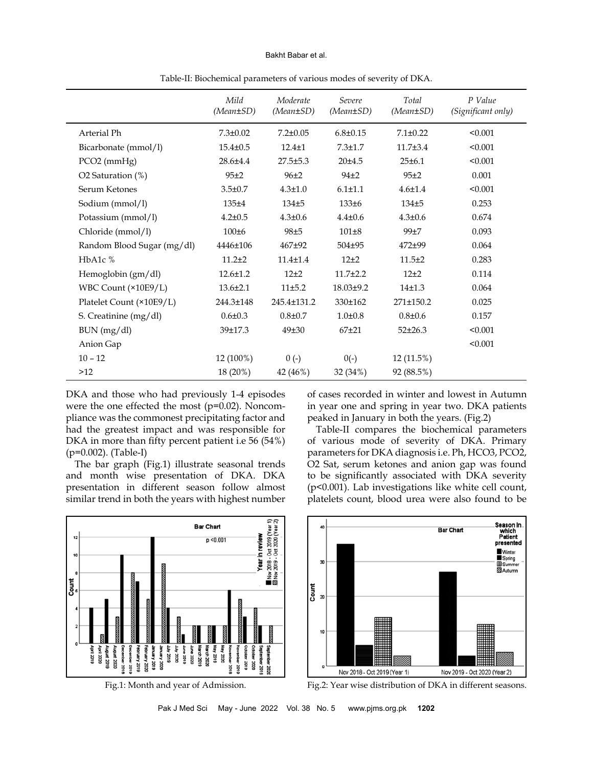Table-II: Biochemical parameters of various modes of severity of DKA.

| | *Mild (Mean±SD)* | *Moderate (Mean±SD)* | *Severe (Mean±SD)* | *Total (Mean±SD)* | *P Value (Significant only)* |
|---|---|---|---|---|---|
| Arterial Ph | 7.3±0.02 | 7.2±0.05 | 6.8±0.15 | 7.1±0.22 | <0.001 |
| Bicarbonate (mmol/l) | 15.4±0.5 | 12.4±1 | 7.3±1.7 | 11.7±3.4 | <0.001 |
| PCO2 (mmHg) | 28.6±4.4 | 27.5±5.3 | 20±4.5 | 25±6.1 | <0.001 |
| O2 Saturation (%) | 95±2 | 96±2 | 94±2 | 95±2 | 0.001 |
| Serum Ketones | 3.5±0.7 | 4.3±1.0 | 6.1±1.1 | 4.6±1.4 | <0.001 |
| Sodium (mmol/l) | 135±4 | 134±5 | 133±6 | 134±5 | 0.253 |
| Potassium (mmol/l) | 4.2±0.5 | 4.3±0.6 | 4.4±0.6 | 4.3±0.6 | 0.674 |
| Chloride (mmol/l) | 100±6 | 98±5 | 101±8 | 99±7 | 0.093 |
| Random Blood Sugar (mg/dl) | 4446±106 | 467±92 | 504±95 | 472±99 | 0.064 |
| HbA1c % | 11.2±2 | 11.4±1.4 | 12±2 | 11.5±2 | 0.283 |
| Hemoglobin (gm/dl) | 12.6±1.2 | 12±2 | 11.7±2.2 | 12±2 | 0.114 |
| WBC Count (×10E9/L) | 13.6±2.1 | 11±5.2 | 18.03±9.2 | 14±1.3 | 0.064 |
| Platelet Count (×10E9/L) | 244.3±148 | 245.4±131.2 | 330±162 | 271±150.2 | 0.025 |
| S. Creatinine (mg/dl) | 0.6±0.3 | 0.8±0.7 | 1.0±0.8 | 0.8±0.6 | 0.157 |
| BUN (mg/dl) | 39±17.3 | 49±30 | 67±21 | 52±26.3 | <0.001 |
| Anion Gap | | | | | <0.001 |
| 10 – 12 | 12 (100%) | 0 (-) | 0(-) | 12 (11.5%) | |
| >12 | 18 (20%) | 42 (46%) | 32 (34%) | 92 (88.5%) | |

DKA and those who had previously 1-4 episodes were the one effected the most (p=0.02). Noncompliance was the commonest precipitating factor and had the greatest impact and was responsible for DKA in more than fifty percent patient i.e 56 (54%) (p=0.002). (Table-I)

The bar graph (Fig.1) illustrate seasonal trends and month wise presentation of DKA. DKA presentation in different season follow almost similar trend in both the years with highest number of cases recorded in winter and lowest in Autumn in year one and spring in year two. DKA patients peaked in January in both the years. (Fig.2)

Table-II compares the biochemical parameters of various mode of severity of DKA. Primary parameters for DKA diagnosis i.e. Ph, HCO3, PCO2, O2 Sat, serum ketones and anion gap was found to be significantly associated with DKA severity (p<0.001). Lab investigations like white cell count, platelets count, blood urea were also found to be

Fig.1: Month and year of Admission.

Fig.2: Year wise distribution of DKA in different seasons.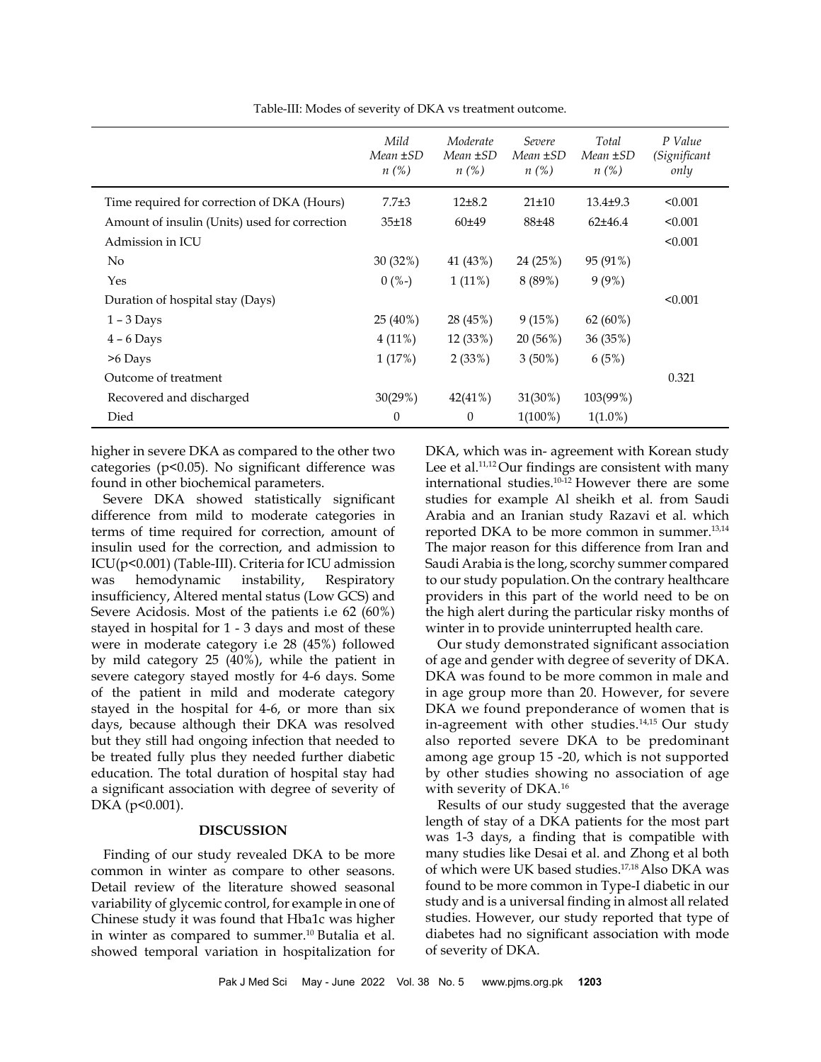Table-III: Modes of severity of DKA vs treatment outcome.

| | *Mild Mean ±SD n (%)* | *Moderate Mean ±SD n (%)* | *Severe Mean ±SD n (%)* | *Total Mean ±SD n (%)* | *P Value (Significant only* |
|---|---|---|---|---|---|
| Time required for correction of DKA (Hours) | 7.7±3 | 12±8.2 | 21±10 | 13.4±9.3 | <0.001 |
| Amount of insulin (Units) used for correction | 35±18 | 60±49 | 88±48 | 62±46.4 | <0.001 |
| Admission in ICU | | | | | <0.001 |
| No | 30 (32%) | 41 (43%) | 24 (25%) | 95 (91%) | |
| Yes | 0 (%-) | 1 (11%) | 8 (89%) | 9 (9%) | |
| Duration of hospital stay (Days) | | | | | <0.001 |
| 1 – 3 Days | 25 (40%) | 28 (45%) | 9 (15%) | 62 (60%) | |
| 4 – 6 Days | 4 (11%) | 12 (33%) | 20 (56%) | 36 (35%) | |
| >6 Days | 1 (17%) | 2 (33%) | 3 (50%) | 6 (5%) | |
| Outcome of treatment | | | | | 0.321 |
| Recovered and discharged | 30(29%) | 42(41%) | 31(30%) | 103(99%) | |
| Died | 0 | 0 | 1(100%) | 1(1.0%) | |

higher in severe DKA as compared to the other two categories (p<0.05). No significant difference was found in other biochemical parameters.

Severe DKA showed statistically significant difference from mild to moderate categories in terms of time required for correction, amount of insulin used for the correction, and admission to ICU(p<0.001) (Table-III). Criteria for ICU admission was hemodynamic instability, Respiratory insufficiency, Altered mental status (Low GCS) and Severe Acidosis. Most of the patients i.e 62 (60%) stayed in hospital for 1 - 3 days and most of these were in moderate category i.e 28 (45%) followed by mild category 25 (40%), while the patient in severe category stayed mostly for 4-6 days. Some of the patient in mild and moderate category stayed in the hospital for 4-6, or more than six days, because although their DKA was resolved but they still had ongoing infection that needed to be treated fully plus they needed further diabetic education. The total duration of hospital stay had a significant association with degree of severity of DKA (p<0.001).

## DISCUSSION

Finding of our study revealed DKA to be more common in winter as compare to other seasons. Detail review of the literature showed seasonal variability of glycemic control, for example in one of Chinese study it was found that Hba1c was higher in winter as compared to summer.[10] Butalia et al. showed temporal variation in hospitalization for DKA, which was in- agreement with Korean study Lee et al.[11,12] Our findings are consistent with many international studies.[10-12] However there are some studies for example Al sheikh et al. from Saudi Arabia and an Iranian study Razavi et al. which reported DKA to be more common in summer.[13,14] The major reason for this difference from Iran and Saudi Arabia is the long, scorchy summer compared to our study population. On the contrary healthcare providers in this part of the world need to be on the high alert during the particular risky months of winter in to provide uninterrupted health care.

Our study demonstrated significant association of age and gender with degree of severity of DKA. DKA was found to be more common in male and in age group more than 20. However, for severe DKA we found preponderance of women that is in-agreement with other studies.[14,15] Our study also reported severe DKA to be predominant among age group 15 -20, which is not supported by other studies showing no association of age with severity of DKA.[16]

Results of our study suggested that the average length of stay of a DKA patients for the most part was 1-3 days, a finding that is compatible with many studies like Desai et al. and Zhong et al both of which were UK based studies.[17,18] Also DKA was found to be more common in Type-I diabetic in our study and is a universal finding in almost all related studies. However, our study reported that type of diabetes had no significant association with mode of severity of DKA.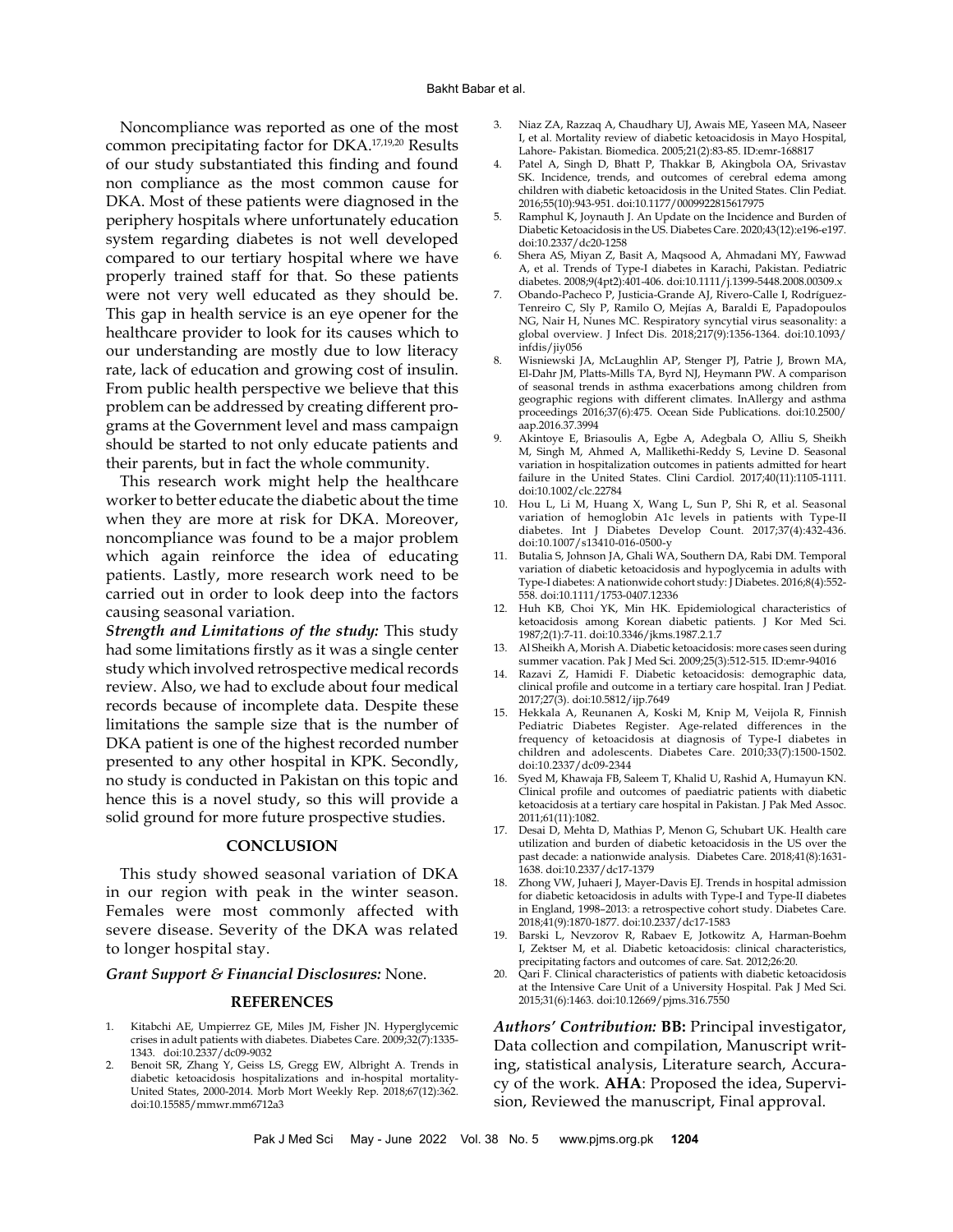Noncompliance was reported as one of the most common precipitating factor for DKA.[17,19,20] Results of our study substantiated this finding and found non compliance as the most common cause for DKA. Most of these patients were diagnosed in the periphery hospitals where unfortunately education system regarding diabetes is not well developed compared to our tertiary hospital where we have properly trained staff for that. So these patients were not very well educated as they should be. This gap in health service is an eye opener for the healthcare provider to look for its causes which to our understanding are mostly due to low literacy rate, lack of education and growing cost of insulin. From public health perspective we believe that this problem can be addressed by creating different programs at the Government level and mass campaign should be started to not only educate patients and their parents, but in fact the whole community.

This research work might help the healthcare worker to better educate the diabetic about the time when they are more at risk for DKA. Moreover, noncompliance was found to be a major problem which again reinforce the idea of educating patients. Lastly, more research work need to be carried out in order to look deep into the factors causing seasonal variation.

***Strength and Limitations of the study:*** This study had some limitations firstly as it was a single center study which involved retrospective medical records review. Also, we had to exclude about four medical records because of incomplete data. Despite these limitations the sample size that is the number of DKA patient is one of the highest recorded number presented to any other hospital in KPK. Secondly, no study is conducted in Pakistan on this topic and hence this is a novel study, so this will provide a solid ground for more future prospective studies.

## CONCLUSION

This study showed seasonal variation of DKA in our region with peak in the winter season. Females were most commonly affected with severe disease. Severity of the DKA was related to longer hospital stay.

***Grant Support & Financial Disclosures:*** None.

## REFERENCES

1. Kitabchi AE, Umpierrez GE, Miles JM, Fisher JN. Hyperglycemic crises in adult patients with diabetes. Diabetes Care. 2009;32(7):1335-1343. doi:10.2337/dc09-9032
2. Benoit SR, Zhang Y, Geiss LS, Gregg EW, Albright A. Trends in diabetic ketoacidosis hospitalizations and in-hospital mortality-United States, 2000-2014. Morb Mort Weekly Rep. 2018;67(12):362. doi:10.15585/mmwr.mm6712a3
3. Niaz ZA, Razzaq A, Chaudhary UJ, Awais ME, Yaseen MA, Naseer I, et al. Mortality review of diabetic ketoacidosis in Mayo Hospital, Lahore- Pakistan. Biomedica. 2005;21(2):83-85. ID:emr-168817
4. Patel A, Singh D, Bhatt P, Thakkar B, Akingbola OA, Srivastav SK. Incidence, trends, and outcomes of cerebral edema among children with diabetic ketoacidosis in the United States. Clin Pediat. 2016;55(10):943-951. doi:10.1177/0009922815617975
5. Ramphul K, Joynauth J. An Update on the Incidence and Burden of Diabetic Ketoacidosis in the US. Diabetes Care. 2020;43(12):e196-e197. doi:10.2337/dc20-1258
6. Shera AS, Miyan Z, Basit A, Maqsood A, Ahmadani MY, Fawwad A, et al. Trends of Type-I diabetes in Karachi, Pakistan. Pediatric diabetes. 2008;9(4pt2):401-406. doi:10.1111/j.1399-5448.2008.00309.x
7. Obando-Pacheco P, Justicia-Grande AJ, Rivero-Calle I, Rodríguez-Tenreiro C, Sly P, Ramilo O, Mejías A, Baraldi E, Papadopoulos NG, Nair H, Nunes MC. Respiratory syncytial virus seasonality: a global overview. J Infect Dis. 2018;217(9):1356-1364. doi:10.1093/infdis/jiy056
8. Wisniewski JA, McLaughlin AP, Stenger PJ, Patrie J, Brown MA, El-Dahr JM, Platts-Mills TA, Byrd NJ, Heymann PW. A comparison of seasonal trends in asthma exacerbations among children from geographic regions with different climates. InAllergy and asthma proceedings 2016;37(6):475. Ocean Side Publications. doi:10.2500/aap.2016.37.3994
9. Akintoye E, Briasoulis A, Egbe A, Adegbala O, Alliu S, Sheikh M, Singh M, Ahmed A, Mallikethi-Reddy S, Levine D. Seasonal variation in hospitalization outcomes in patients admitted for heart failure in the United States. Clini Cardiol. 2017;40(11):1105-1111. doi:10.1002/clc.22784
10. Hou L, Li M, Huang X, Wang L, Sun P, Shi R, et al. Seasonal variation of hemoglobin A1c levels in patients with Type-II diabetes. Int J Diabetes Develop Count. 2017;37(4):432-436. doi:10.1007/s13410-016-0500-y
11. Butalia S, Johnson JA, Ghali WA, Southern DA, Rabi DM. Temporal variation of diabetic ketoacidosis and hypoglycemia in adults with Type-I diabetes: A nationwide cohort study: J Diabetes. 2016;8(4):552-558. doi:10.1111/1753-0407.12336
12. Huh KB, Choi YK, Min HK. Epidemiological characteristics of ketoacidosis among Korean diabetic patients. J Kor Med Sci. 1987;2(1):7-11. doi:10.3346/jkms.1987.2.1.7
13. Al Sheikh A, Morish A. Diabetic ketoacidosis: more cases seen during summer vacation. Pak J Med Sci. 2009;25(3):512-515. ID:emr-94016
14. Razavi Z, Hamidi F. Diabetic ketoacidosis: demographic data, clinical profile and outcome in a tertiary care hospital. Iran J Pediat. 2017;27(3). doi:10.5812/ijp.7649
15. Hekkala A, Reunanen A, Koski M, Knip M, Veijola R, Finnish Pediatric Diabetes Register. Age-related differences in the frequency of ketoacidosis at diagnosis of Type-I diabetes in children and adolescents. Diabetes Care. 2010;33(7):1500-1502. doi:10.2337/dc09-2344
16. Syed M, Khawaja FB, Saleem T, Khalid U, Rashid A, Humayun KN. Clinical profile and outcomes of paediatric patients with diabetic ketoacidosis at a tertiary care hospital in Pakistan. J Pak Med Assoc. 2011;61(11):1082.
17. Desai D, Mehta D, Mathias P, Menon G, Schubart UK. Health care utilization and burden of diabetic ketoacidosis in the US over the past decade: a nationwide analysis. Diabetes Care. 2018;41(8):1631-1638. doi:10.2337/dc17-1379
18. Zhong VW, Juhaeri J, Mayer-Davis EJ. Trends in hospital admission for diabetic ketoacidosis in adults with Type-I and Type-II diabetes in England, 1998–2013: a retrospective cohort study. Diabetes Care. 2018;41(9):1870-1877. doi:10.2337/dc17-1583
19. Barski L, Nevzorov R, Rabaev E, Jotkowitz A, Harman-Boehm I, Zektser M, et al. Diabetic ketoacidosis: clinical characteristics, precipitating factors and outcomes of care. Sat. 2012;26:20.
20. Qari F. Clinical characteristics of patients with diabetic ketoacidosis at the Intensive Care Unit of a University Hospital. Pak J Med Sci. 2015;31(6):1463. doi:10.12669/pjms.316.7550

***Authors' Contribution:*** **BB:** Principal investigator, Data collection and compilation, Manuscript writing, statistical analysis, Literature search, Accuracy of the work. **AHA**: Proposed the idea, Supervision, Reviewed the manuscript, Final approval.